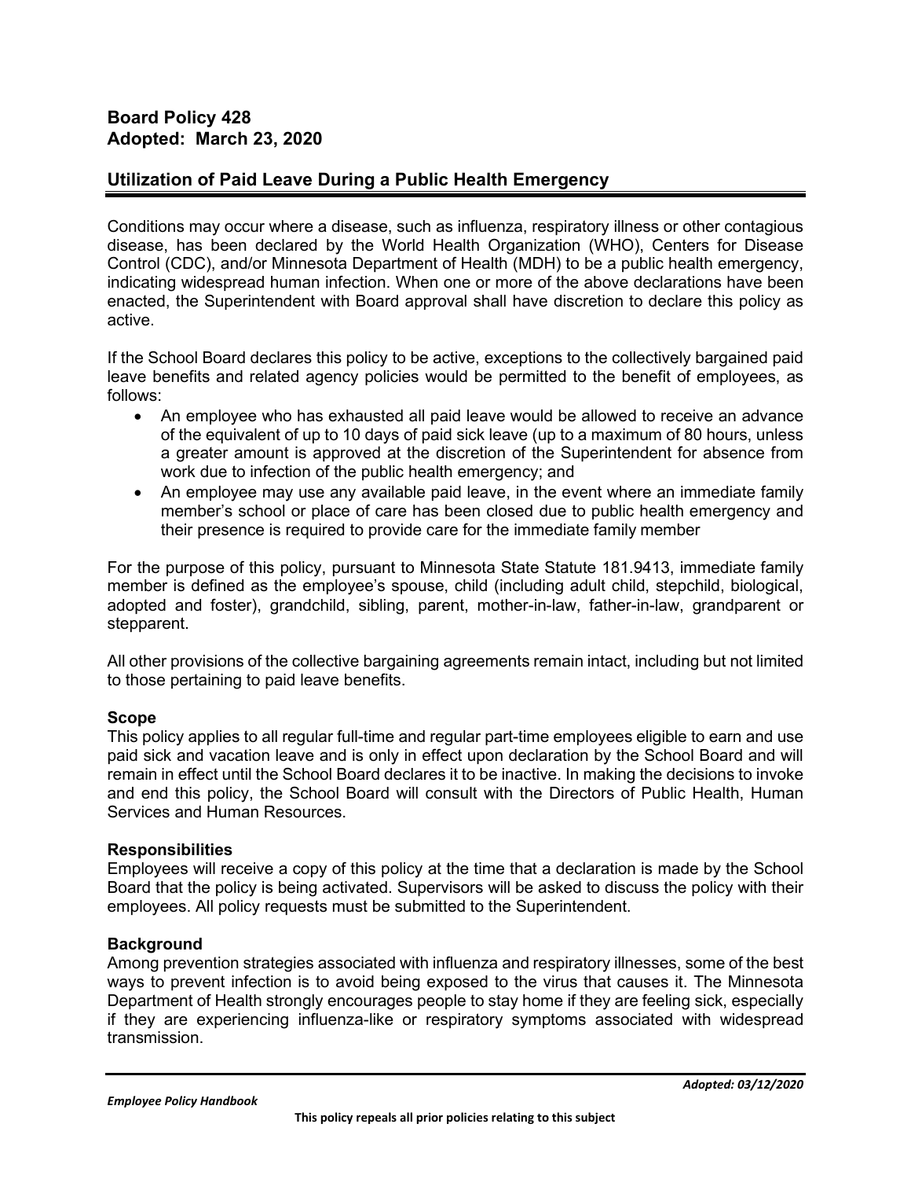**Board Policy 428**
**Adopted: March 23, 2020**

## Utilization of Paid Leave During a Public Health Emergency

Conditions may occur where a disease, such as influenza, respiratory illness or other contagious disease, has been declared by the World Health Organization (WHO), Centers for Disease Control (CDC), and/or Minnesota Department of Health (MDH) to be a public health emergency, indicating widespread human infection. When one or more of the above declarations have been enacted, the Superintendent with Board approval shall have discretion to declare this policy as active.

If the School Board declares this policy to be active, exceptions to the collectively bargained paid leave benefits and related agency policies would be permitted to the benefit of employees, as follows:

- An employee who has exhausted all paid leave would be allowed to receive an advance of the equivalent of up to 10 days of paid sick leave (up to a maximum of 80 hours, unless a greater amount is approved at the discretion of the Superintendent for absence from work due to infection of the public health emergency; and
- An employee may use any available paid leave, in the event where an immediate family member's school or place of care has been closed due to public health emergency and their presence is required to provide care for the immediate family member

For the purpose of this policy, pursuant to Minnesota State Statute 181.9413, immediate family member is defined as the employee's spouse, child (including adult child, stepchild, biological, adopted and foster), grandchild, sibling, parent, mother-in-law, father-in-law, grandparent or stepparent.

All other provisions of the collective bargaining agreements remain intact, including but not limited to those pertaining to paid leave benefits.

**Scope**
This policy applies to all regular full-time and regular part-time employees eligible to earn and use paid sick and vacation leave and is only in effect upon declaration by the School Board and will remain in effect until the School Board declares it to be inactive. In making the decisions to invoke and end this policy, the School Board will consult with the Directors of Public Health, Human Services and Human Resources.

**Responsibilities**
Employees will receive a copy of this policy at the time that a declaration is made by the School Board that the policy is being activated. Supervisors will be asked to discuss the policy with their employees. All policy requests must be submitted to the Superintendent.

**Background**
Among prevention strategies associated with influenza and respiratory illnesses, some of the best ways to prevent infection is to avoid being exposed to the virus that causes it. The Minnesota Department of Health strongly encourages people to stay home if they are feeling sick, especially if they are experiencing influenza-like or respiratory symptoms associated with widespread transmission.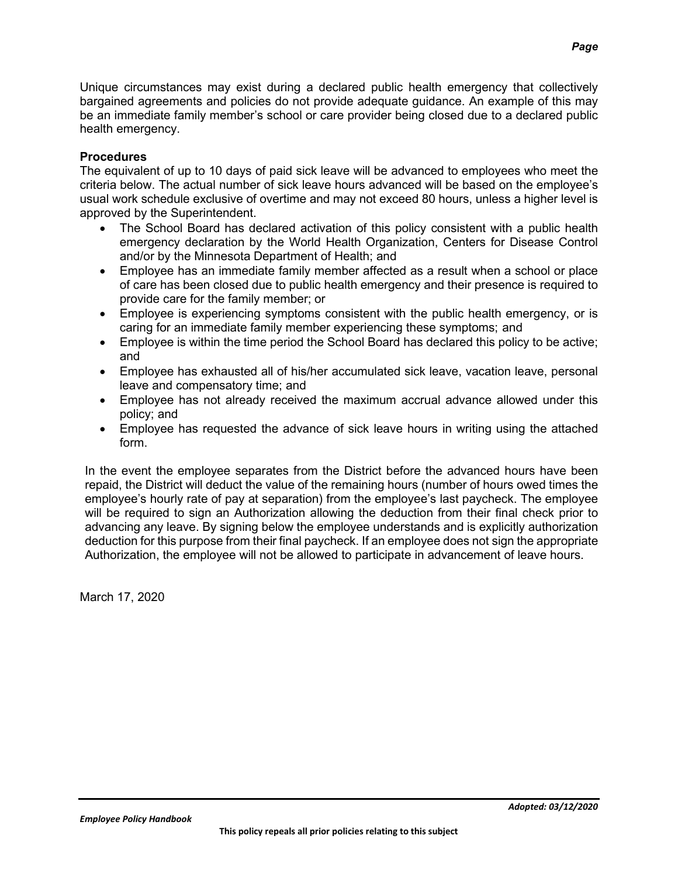Unique circumstances may exist during a declared public health emergency that collectively bargained agreements and policies do not provide adequate guidance. An example of this may be an immediate family member's school or care provider being closed due to a declared public health emergency.

**Procedures**

The equivalent of up to 10 days of paid sick leave will be advanced to employees who meet the criteria below. The actual number of sick leave hours advanced will be based on the employee's usual work schedule exclusive of overtime and may not exceed 80 hours, unless a higher level is approved by the Superintendent.

- The School Board has declared activation of this policy consistent with a public health emergency declaration by the World Health Organization, Centers for Disease Control and/or by the Minnesota Department of Health; and
- Employee has an immediate family member affected as a result when a school or place of care has been closed due to public health emergency and their presence is required to provide care for the family member; or
- Employee is experiencing symptoms consistent with the public health emergency, or is caring for an immediate family member experiencing these symptoms; and
- Employee is within the time period the School Board has declared this policy to be active; and
- Employee has exhausted all of his/her accumulated sick leave, vacation leave, personal leave and compensatory time; and
- Employee has not already received the maximum accrual advance allowed under this policy; and
- Employee has requested the advance of sick leave hours in writing using the attached form.

In the event the employee separates from the District before the advanced hours have been repaid, the District will deduct the value of the remaining hours (number of hours owed times the employee's hourly rate of pay at separation) from the employee's last paycheck. The employee will be required to sign an Authorization allowing the deduction from their final check prior to advancing any leave. By signing below the employee understands and is explicitly authorization deduction for this purpose from their final paycheck. If an employee does not sign the appropriate Authorization, the employee will not be allowed to participate in advancement of leave hours.

March 17, 2020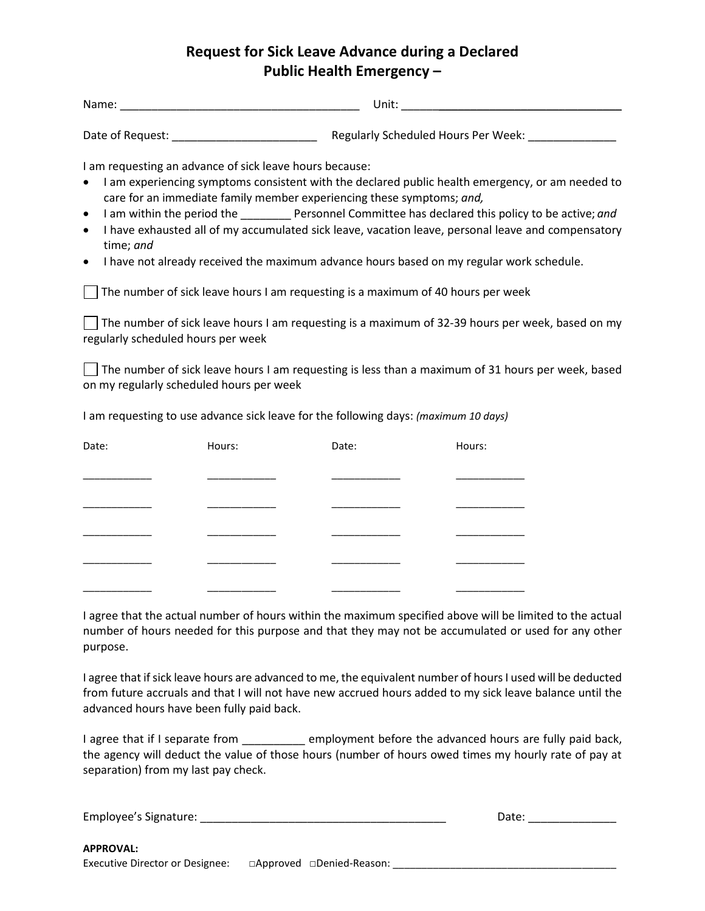# Request for Sick Leave Advance during a Declared Public Health Emergency –

Name: ______________________________________ Unit: ______________________________

Date of Request: _______________________ Regularly Scheduled Hours Per Week: ______________

I am requesting an advance of sick leave hours because:

- I am experiencing symptoms consistent with the declared public health emergency, or am needed to care for an immediate family member experiencing these symptoms; *and,*
- I am within the period the ________ Personnel Committee has declared this policy to be active; *and*
- I have exhausted all of my accumulated sick leave, vacation leave, personal leave and compensatory time; *and*
- I have not already received the maximum advance hours based on my regular work schedule.

☐ The number of sick leave hours I am requesting is a maximum of 40 hours per week

☐ The number of sick leave hours I am requesting is a maximum of 32-39 hours per week, based on my regularly scheduled hours per week

☐ The number of sick leave hours I am requesting is less than a maximum of 31 hours per week, based on my regularly scheduled hours per week

I am requesting to use advance sick leave for the following days: *(maximum 10 days)*

| Date: | Hours: | Date: | Hours: |
|---|---|---|---|
| ___________ | ___________ | ___________ | ___________ |
| ___________ | ___________ | ___________ | ___________ |
| ___________ | ___________ | ___________ | ___________ |
| ___________ | ___________ | ___________ | ___________ |
| ___________ | ___________ | ___________ | ___________ |

I agree that the actual number of hours within the maximum specified above will be limited to the actual number of hours needed for this purpose and that they may not be accumulated or used for any other purpose.

I agree that if sick leave hours are advanced to me, the equivalent number of hours I used will be deducted from future accruals and that I will not have new accrued hours added to my sick leave balance until the advanced hours have been fully paid back.

I agree that if I separate from __________ employment before the advanced hours are fully paid back, the agency will deduct the value of those hours (number of hours owed times my hourly rate of pay at separation) from my last pay check.

Employee's Signature: ________________________________________ Date: ______________

**APPROVAL:**

Executive Director or Designee: ☐Approved ☐Denied-Reason: ______________________________________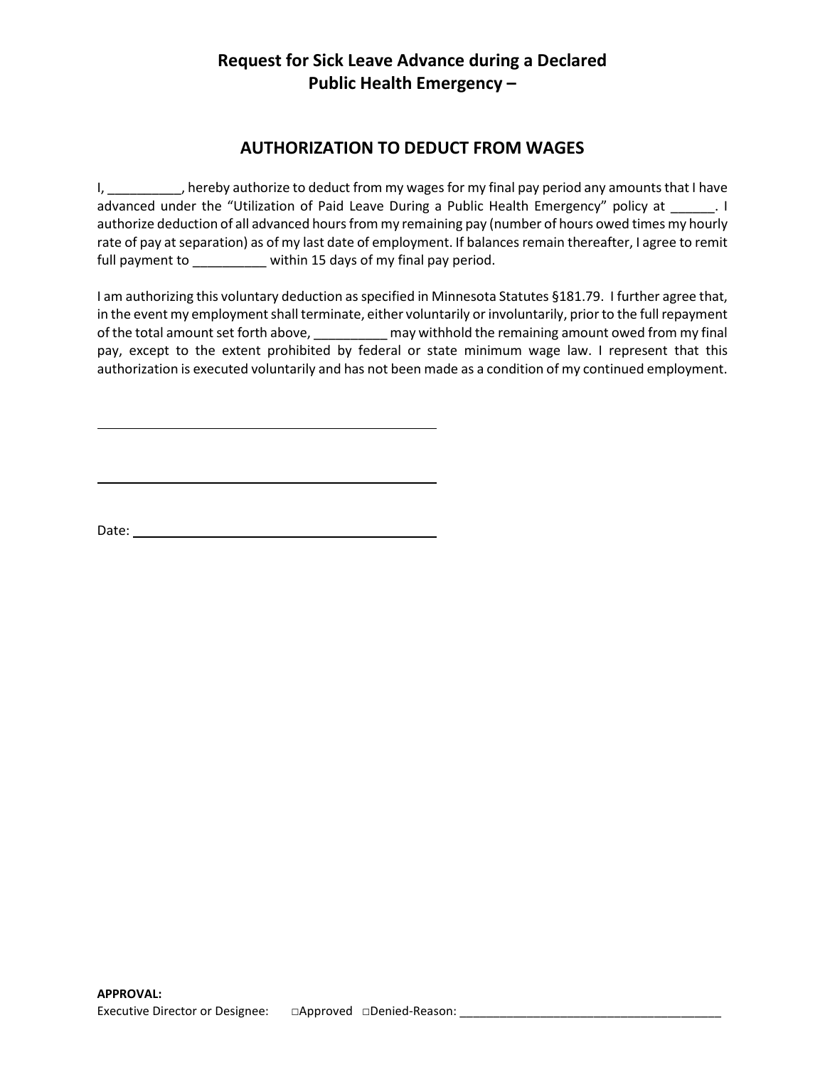## Request for Sick Leave Advance during a Declared Public Health Emergency –

## AUTHORIZATION TO DEDUCT FROM WAGES

I, __________, hereby authorize to deduct from my wages for my final pay period any amounts that I have advanced under the "Utilization of Paid Leave During a Public Health Emergency" policy at ______. I authorize deduction of all advanced hours from my remaining pay (number of hours owed times my hourly rate of pay at separation) as of my last date of employment. If balances remain thereafter, I agree to remit full payment to __________ within 15 days of my final pay period.

I am authorizing this voluntary deduction as specified in Minnesota Statutes §181.79. I further agree that, in the event my employment shall terminate, either voluntarily or involuntarily, prior to the full repayment of the total amount set forth above, __________ may withhold the remaining amount owed from my final pay, except to the extent prohibited by federal or state minimum wage law. I represent that this authorization is executed voluntarily and has not been made as a condition of my continued employment.

______________________________________________

______________________________________________

Date: ________________________________________

**APPROVAL:**

Executive Director or Designee: □Approved □Denied-Reason: ________________________________________